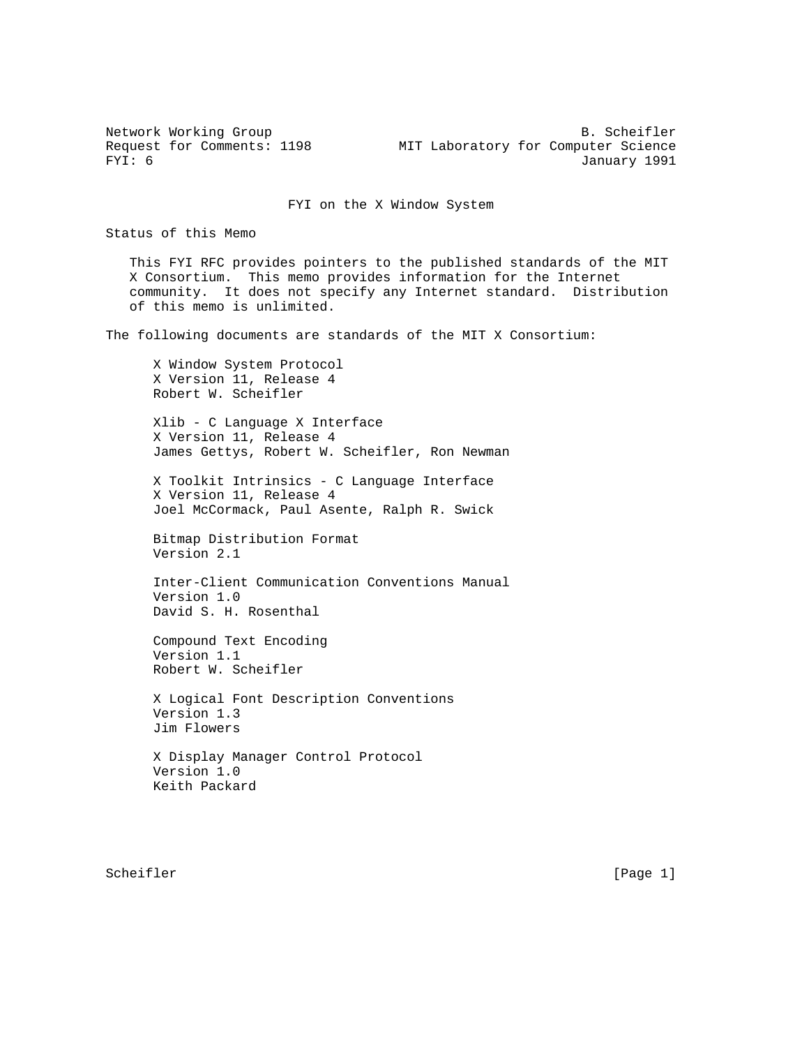Network Working Group B. Scheifler
Request for Comments: 1198 MIT Laboratory for Computer Science
FYI: 6 January 1991

# FYI on the X Window System

## Status of this Memo

This FYI RFC provides pointers to the published standards of the MIT X Consortium. This memo provides information for the Internet community. It does not specify any Internet standard. Distribution of this memo is unlimited.

The following documents are standards of the MIT X Consortium:

X Window System Protocol
X Version 11, Release 4
Robert W. Scheifler

Xlib - C Language X Interface
X Version 11, Release 4
James Gettys, Robert W. Scheifler, Ron Newman

X Toolkit Intrinsics - C Language Interface
X Version 11, Release 4
Joel McCormack, Paul Asente, Ralph R. Swick

Bitmap Distribution Format
Version 2.1

Inter-Client Communication Conventions Manual
Version 1.0
David S. H. Rosenthal

Compound Text Encoding
Version 1.1
Robert W. Scheifler

X Logical Font Description Conventions
Version 1.3
Jim Flowers

X Display Manager Control Protocol
Version 1.0
Keith Packard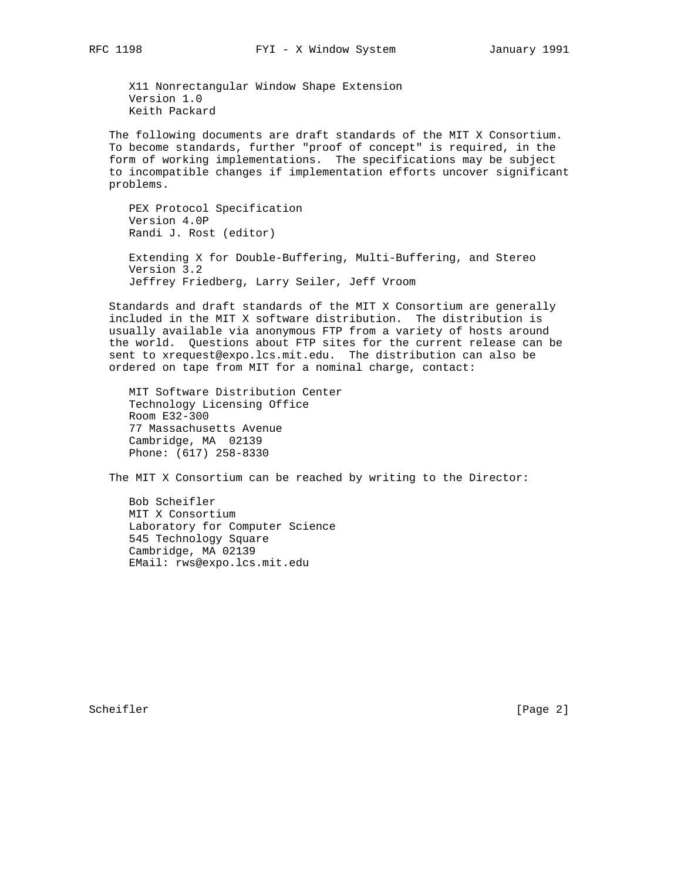X11 Nonrectangular Window Shape Extension
Version 1.0
Keith Packard

The following documents are draft standards of the MIT X Consortium. To become standards, further "proof of concept" is required, in the form of working implementations. The specifications may be subject to incompatible changes if implementation efforts uncover significant problems.

PEX Protocol Specification
Version 4.0P
Randi J. Rost (editor)

Extending X for Double-Buffering, Multi-Buffering, and Stereo
Version 3.2
Jeffrey Friedberg, Larry Seiler, Jeff Vroom

Standards and draft standards of the MIT X Consortium are generally included in the MIT X software distribution. The distribution is usually available via anonymous FTP from a variety of hosts around the world. Questions about FTP sites for the current release can be sent to xrequest@expo.lcs.mit.edu. The distribution can also be ordered on tape from MIT for a nominal charge, contact:

MIT Software Distribution Center
Technology Licensing Office
Room E32-300
77 Massachusetts Avenue
Cambridge, MA 02139
Phone: (617) 258-8330

The MIT X Consortium can be reached by writing to the Director:

Bob Scheifler
MIT X Consortium
Laboratory for Computer Science
545 Technology Square
Cambridge, MA 02139
EMail: rws@expo.lcs.mit.edu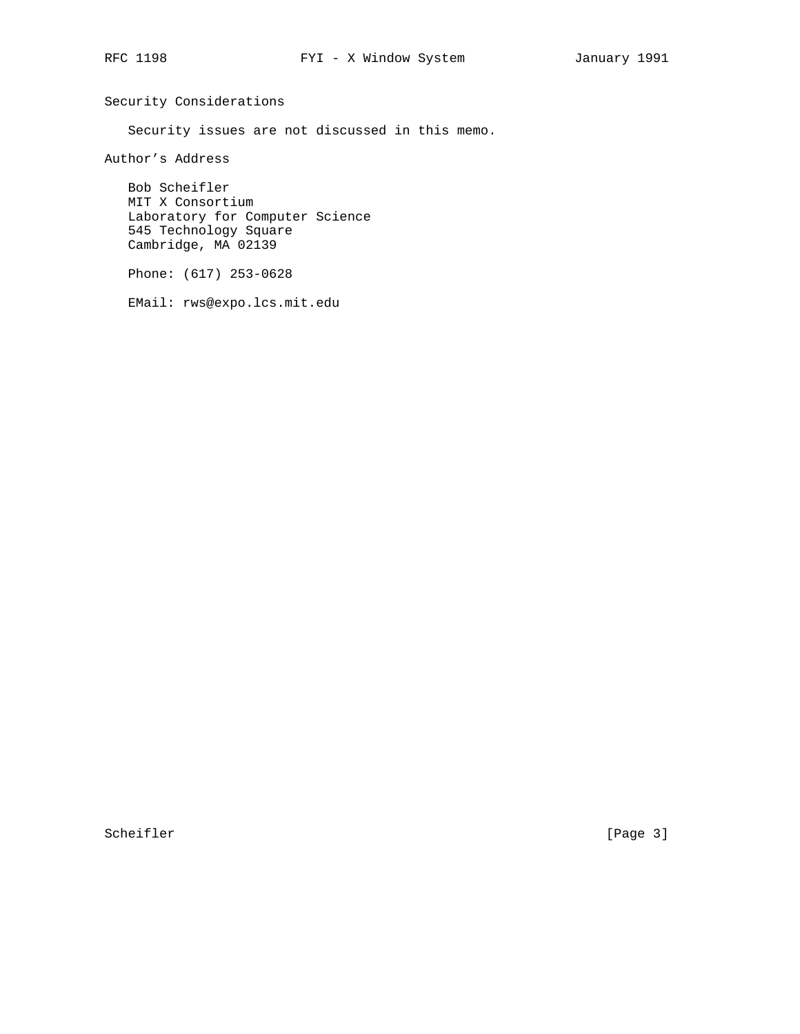## Security Considerations

Security issues are not discussed in this memo.

## Author's Address

Bob Scheifler
MIT X Consortium
Laboratory for Computer Science
545 Technology Square
Cambridge, MA 02139

Phone: (617) 253-0628

EMail: rws@expo.lcs.mit.edu